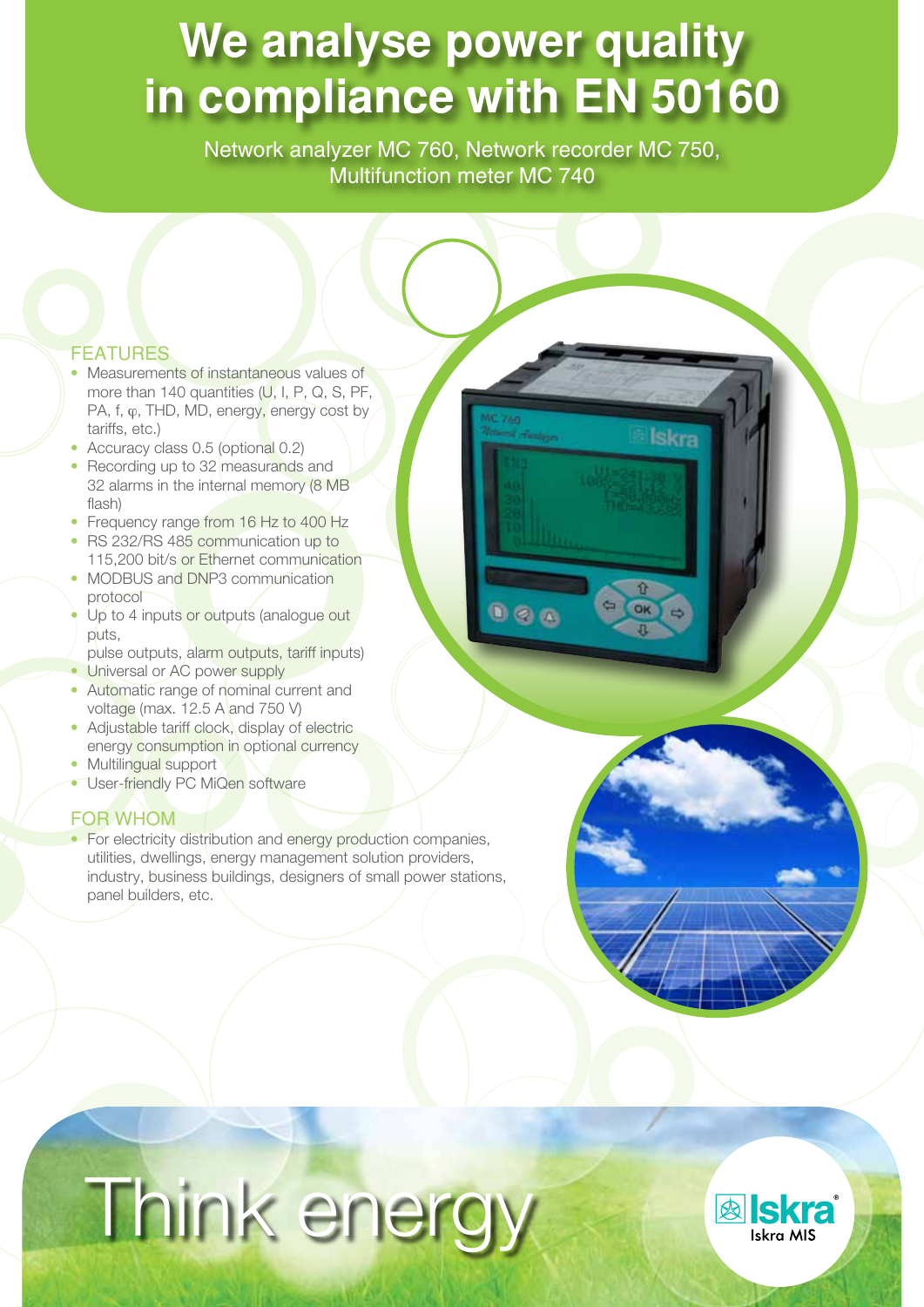# We analyse power quality in compliance with EN 50160

Network analyzer MC 760, Network recorder MC 750, Multifunction meter MC 740

## FEATURES

- Measurements of instantaneous values of more than 140 quantities (U, I, P, Q, S, PF, PA, f, φ, THD, MD, energy, energy cost by tariffs, etc.)
- Accuracy class 0.5 (optional 0.2)
- Recording up to 32 measurands and 32 alarms in the internal memory (8 MB flash)
- Frequency range from 16 Hz to 400 Hz
- RS 232/RS 485 communication up to 115,200 bit/s or Ethernet communication
- MODBUS and DNP3 communication protocol
- Up to 4 inputs or outputs (analogue out puts,
  pulse outputs, alarm outputs, tariff inputs)
- Universal or AC power supply
- Automatic range of nominal current and voltage (max. 12.5 A and 750 V)
- Adjustable tariff clock, display of electric energy consumption in optional currency
- Multilingual support
- User-friendly PC MiQen software

## FOR WHOM

- For electricity distribution and energy production companies, utilities, dwellings, energy management solution providers, industry, business buildings, designers of small power stations, panel builders, etc.

Think energy

Iskra
Iskra MIS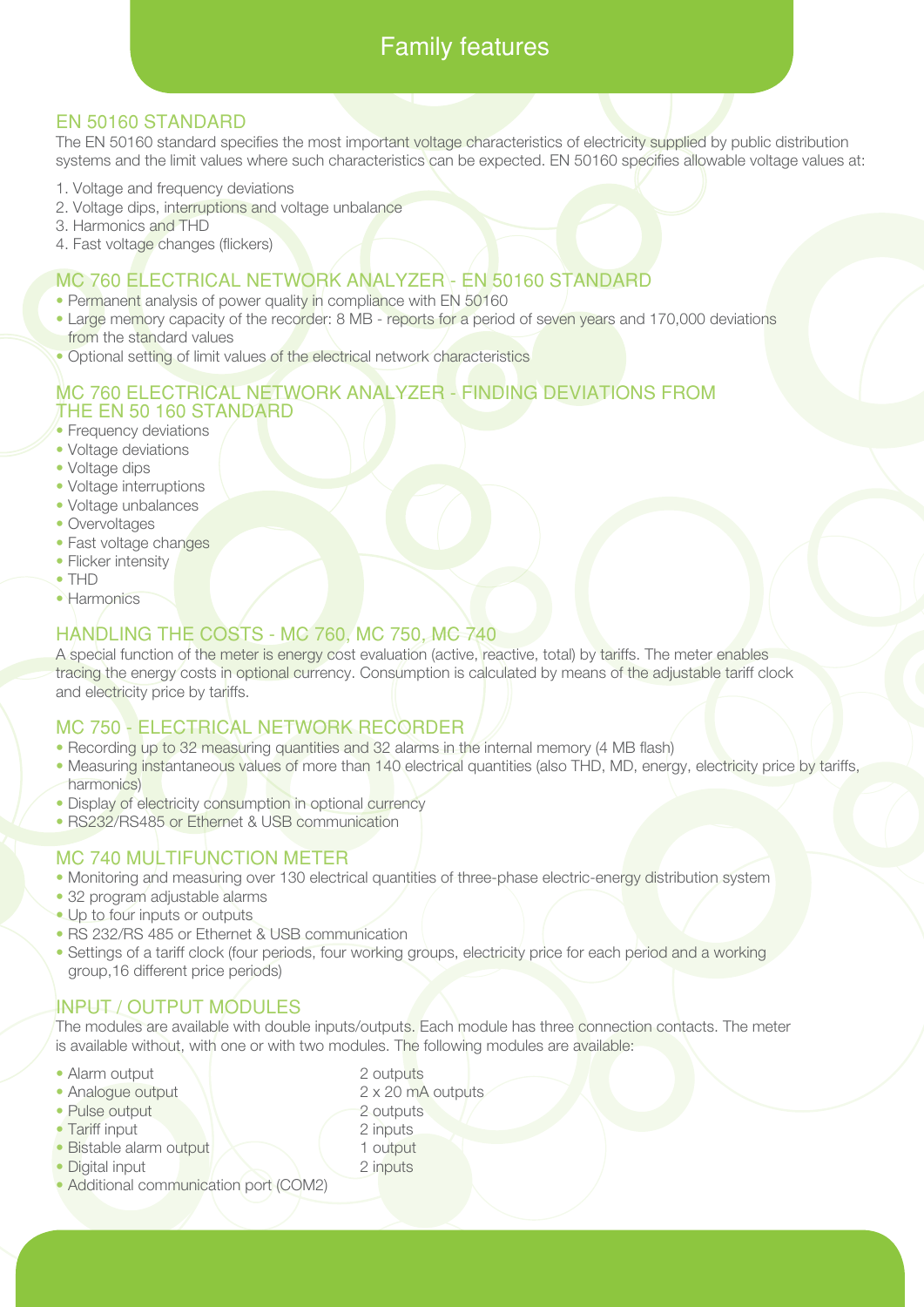# Family features

## EN 50160 STANDARD

The EN 50160 standard specifies the most important voltage characteristics of electricity supplied by public distribution systems and the limit values where such characteristics can be expected. EN 50160 specifies allowable voltage values at:

1. Voltage and frequency deviations
2. Voltage dips, interruptions and voltage unbalance
3. Harmonics and THD
4. Fast voltage changes (flickers)

## MC 760 ELECTRICAL NETWORK ANALYZER - EN 50160 STANDARD

- Permanent analysis of power quality in compliance with EN 50160
- Large memory capacity of the recorder: 8 MB - reports for a period of seven years and 170,000 deviations from the standard values
- Optional setting of limit values of the electrical network characteristics

## MC 760 ELECTRICAL NETWORK ANALYZER - FINDING DEVIATIONS FROM THE EN 50 160 STANDARD

- Frequency deviations
- Voltage deviations
- Voltage dips
- Voltage interruptions
- Voltage unbalances
- Overvoltages
- Fast voltage changes
- Flicker intensity
- THD
- Harmonics

## HANDLING THE COSTS - MC 760, MC 750, MC 740

A special function of the meter is energy cost evaluation (active, reactive, total) by tariffs. The meter enables tracing the energy costs in optional currency. Consumption is calculated by means of the adjustable tariff clock and electricity price by tariffs.

## MC 750 - ELECTRICAL NETWORK RECORDER

- Recording up to 32 measuring quantities and 32 alarms in the internal memory (4 MB flash)
- Measuring instantaneous values of more than 140 electrical quantities (also THD, MD, energy, electricity price by tariffs, harmonics)
- Display of electricity consumption in optional currency
- RS232/RS485 or Ethernet & USB communication

## MC 740 MULTIFUNCTION METER

- Monitoring and measuring over 130 electrical quantities of three-phase electric-energy distribution system
- 32 program adjustable alarms
- Up to four inputs or outputs
- RS 232/RS 485 or Ethernet & USB communication
- Settings of a tariff clock (four periods, four working groups, electricity price for each period and a working group,16 different price periods)

## INPUT / OUTPUT MODULES

The modules are available with double inputs/outputs. Each module has three connection contacts. The meter is available without, with one or with two modules. The following modules are available:

| | |
|---|---|
| • Alarm output | 2 outputs |
| • Analogue output | 2 x 20 mA outputs |
| • Pulse output | 2 outputs |
| • Tariff input | 2 inputs |
| • Bistable alarm output | 1 output |
| • Digital input | 2 inputs |
| • Additional communication port (COM2) | |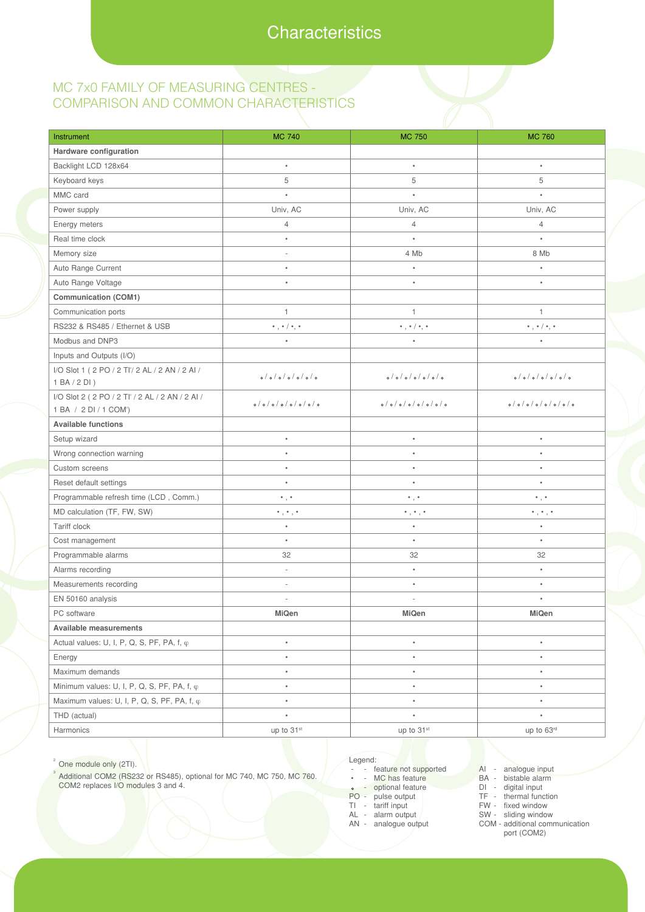# Characteristics

## MC 7x0 FAMILY OF MEASURING CENTRES - COMPARISON AND COMMON CHARACTERISTICS

| Instrument | MC 740 | MC 750 | MC 760 |
|---|---|---|---|
| **Hardware configuration** | | | |
| Backlight LCD 128x64 | • | • | • |
| Keyboard keys | 5 | 5 | 5 |
| MMC card | • | • | • |
| Power supply | Univ, AC | Univ, AC | Univ, AC |
| Energy meters | 4 | 4 | 4 |
| Real time clock | • | • | • |
| Memory size | - | 4 Mb | 8 Mb |
| Auto Range Current | • | • | • |
| Auto Range Voltage | • | • | • |
| **Communication (COM1)** | | | |
| Communication ports | 1 | 1 | 1 |
| RS232 & RS485 / Ethernet & USB | • , • / •, • | • , • / •, • | • , • / •, • |
| Modbus and DNP3 | • | • | • |
| Inputs and Outputs (I/O) | | | |
| I/O Slot 1 ( 2 PO / 2 TI[2] / 2 AL / 2 AN / 2 AI / 1 BA / 2 DI ) | ∘/∘/∘/∘/∘/∘/∘ | ∘/∘/∘/∘/∘/∘/∘ | ∘/∘/∘/∘/∘/∘/∘ |
| I/O Slot 2 ( 2 PO / 2 TI[2] / 2 AL / 2 AN / 2 AI / 1 BA / 2 DI / 1 COM[3]) | ∘/∘/∘/∘/∘/∘/∘/∘ | ∘/∘/∘/∘/∘/∘/∘/∘ | ∘/∘/∘/∘/∘/∘/∘/∘ |
| **Available functions** | | | |
| Setup wizard | • | • | • |
| Wrong connection warning | • | • | • |
| Custom screens | • | • | • |
| Reset default settings | • | • | • |
| Programmable refresh time (LCD , Comm.) | • , • | • , • | • , • |
| MD calculation (TF, FW, SW) | • , • , • | • , • , • | • , • , • |
| Tariff clock | • | • | • |
| Cost management | • | • | • |
| Programmable alarms | 32 | 32 | 32 |
| Alarms recording | - | • | • |
| Measurements recording | - | • | • |
| EN 50160 analysis | - | - | • |
| PC software | **MiQen** | **MiQen** | **MiQen** |
| **Available measurements** | | | |
| Actual values: U, I, P, Q, S, PF, PA, f, φ | • | • | • |
| Energy | • | • | • |
| Maximum demands | • | • | • |
| Minimum values: U, I, P, Q, S, PF, PA, f, φ | • | • | • |
| Maximum values: U, I, P, Q, S, PF, PA, f, φ | • | • | • |
| THD (actual) | • | • | • |
| Harmonics | up to 31st | up to 31st | up to 63rd |

[2] One module only (2TI).

[3] Additional COM2 (RS232 or RS485), optional for MC 740, MC 750, MC 760. COM2 replaces I/O modules 3 and 4.

Legend:

- \- - feature not supported
- • - MC has feature
- ∘ - optional feature
- PO - pulse output
- TI - tariff input
- AL - alarm output
- AN - analogue output
- AI - analogue input
- BA - bistable alarm
- DI - digital input
- TF - thermal function
- FW - fixed window
- SW - sliding window
- COM - additional communication port (COM2)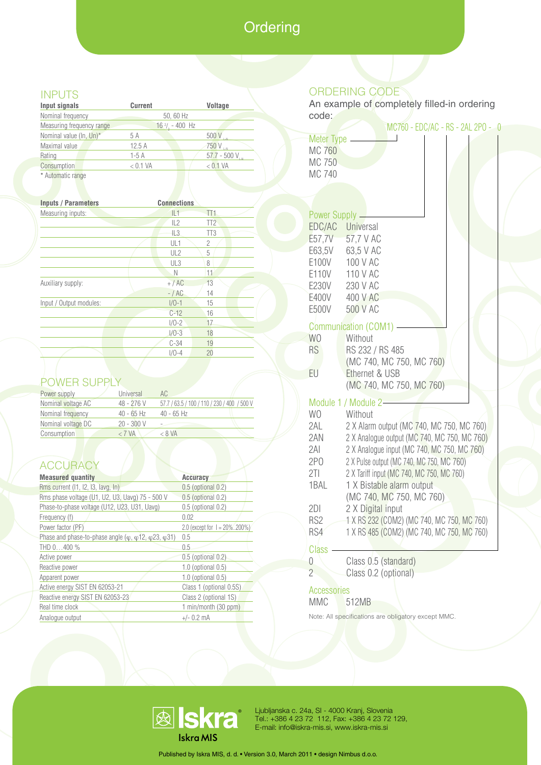# Ordering

## INPUTS

| Input signals | Current | Voltage |
|---|---|---|
| Nominal frequency | 50, 60 Hz | |
| Measuring frequency range | 16 $^{2}/_{3}$ - 400 Hz | |
| Nominal value (In, Un)* | 5 A | 500 $V_{L-N}$ |
| Maximal value | 12.5 A | 750 $V_{L-N}$ |
| Rating | 1-5 A | 57.7 - 500 $V_{L-N}$ |
| Consumption | < 0.1 VA | < 0.1 VA |

* Automatic range

| Inputs / Parameters | Connections | |
|---|---|---|
| Measuring inputs: | IL1 | TT1 |
| | IL2 | TT2 |
| | IL3 | TT3 |
| | UL1 | 2 |
| | UL2 | 5 |
| | UL3 | 8 |
| | N | 11 |
| Auxiliary supply: | + / AC | 13 |
| | - / AC | 14 |
| Input / Output modules: | I/O-1 | 15 |
| | C-12 | 16 |
| | I/O-2 | 17 |
| | I/O-3 | 18 |
| | C-34 | 19 |
| | I/O-4 | 20 |

## POWER SUPPLY

| Power supply | Universal | AC |
|---|---|---|
| Nominal voltage AC | 48 - 276 V | 57.7 / 63.5 / 100 / 110 / 230 / 400 / 500 V |
| Nominal frequency | 40 - 65 Hz | 40 - 65 Hz |
| Nominal voltage DC | 20 - 300 V | - |
| Consumption | < 7 VA | < 8 VA |

## ACCURACY

| Measured quantity | Accuracy |
|---|---|
| Rms current (I1, I2, I3, Iavg, In) | 0.5 (optional 0.2) |
| Rms phase voltage (U1, U2, U3, Uavg) 75 - 500 V | 0.5 (optional 0.2) |
| Phase-to-phase voltage (U12, U23, U31, Uavg) | 0.5 (optional 0.2) |
| Frequency (f) | 0.02 |
| Power factor (PF) | 2.0 (except for I = 20%..200%) |
| Phase and phase-to-phase angle (φ, φ12, φ23, φ31) | 0.5 |
| THD 0…400 % | 0.5 |
| Active power | 0.5 (optional 0.2) |
| Reactive power | 1.0 (optional 0.5) |
| Apparent power | 1.0 (optional 0.5) |
| Active energy SIST EN 62053-21 | Class 1 (optional 0.5S) |
| Reactive energy SIST EN 62053-23 | Class 2 (optional 1S) |
| Real time clock | 1 min/month (30 ppm) |
| Analogue output | +/- 0.2 mA |

## ORDERING CODE

An example of completely filled-in ordering code:

MC760 - EDC/AC - RS - 2AL 2PO - 0

**Meter Type**
- MC 760
- MC 750
- MC 740

**Power Supply**

| | |
|---|---|
| EDC/AC | Universal |
| E57,7V | 57,7 V AC |
| E63,5V | 63,5 V AC |
| E100V | 100 V AC |
| E110V | 110 V AC |
| E230V | 230 V AC |
| E400V | 400 V AC |
| E500V | 500 V AC |

**Communication (COM1)**

| | |
|---|---|
| WO | Without |
| RS | RS 232 / RS 485 (MC 740, MC 750, MC 760) |
| EU | Ethernet & USB (MC 740, MC 750, MC 760) |

**Module 1 / Module 2**

| | |
|---|---|
| WO | Without |
| 2AL | 2 X Alarm output (MC 740, MC 750, MC 760) |
| 2AN | 2 X Analogue output (MC 740, MC 750, MC 760) |
| 2AI | 2 X Analogue input (MC 740, MC 750, MC 760) |
| 2PO | 2 X Pulse output (MC 740, MC 750, MC 760) |
| 2TI | 2 X Tariff input (MC 740, MC 750, MC 760) |
| 1BAL | 1 X Bistable alarm output (MC 740, MC 750, MC 760) |
| 2DI | 2 X Digital input |
| RS2 | 1 X RS 232 (COM2) (MC 740, MC 750, MC 760) |
| RS4 | 1 X RS 485 (COM2) (MC 740, MC 750, MC 760) |

**Class**

| | |
|---|---|
| 0 | Class 0.5 (standard) |
| 2 | Class 0.2 (optional) |

**Accessories**

| | |
|---|---|
| MMC | 512MB |

Note: All specifications are obligatory except MMC.

Iskra MIS

Ljubljanska c. 24a, SI - 4000 Kranj, Slovenia
Tel.: +386 4 23 72 112, Fax: +386 4 23 72 129,
E-mail: info@iskra-mis.si, www.iskra-mis.si

Published by Iskra MIS, d. d. • Version 3.0, March 2011 • design Nimbus d.o.o.